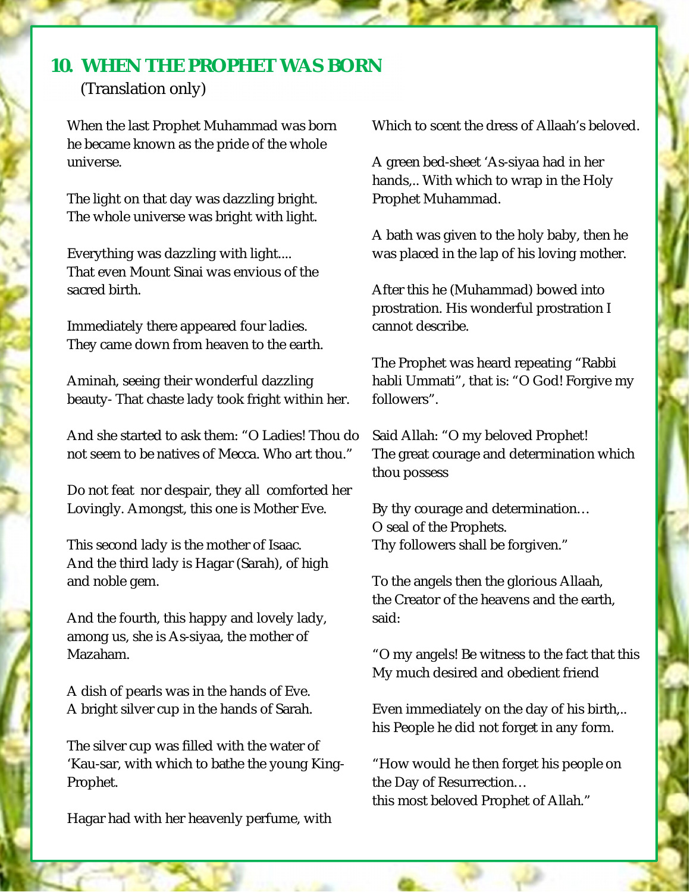## 10. WHEN THE PROPHET WAS BORN

(Translation only)

When the last Prophet Muhammad was born he became known as the pride of the whole universe.

The light on that day was dazzling bright.
The whole universe was bright with light.

Everything was dazzling with light....
That even Mount Sinai was envious of the sacred birth.

Immediately there appeared four ladies.
They came down from heaven to the earth.

Aminah, seeing their wonderful dazzling beauty- That chaste lady took fright within her.

And she started to ask them: "O Ladies! Thou do not seem to be natives of Mecca. Who art thou."

Do not feat  nor despair, they all  comforted her Lovingly. Amongst, this one is Mother Eve.

This second lady is the mother of Isaac.
And the third lady is Hagar (Sarah), of high and noble gem.

And the fourth, this happy and lovely lady, among us, she is As-siyaa, the mother of Mazaham.

A dish of pearls was in the hands of Eve.
A bright silver cup in the hands of Sarah.

The silver cup was filled with the water of 'Kau-sar, with which to bathe the young King-Prophet.

Hagar had with her heavenly perfume, with Which to scent the dress of Allaah's beloved.

A green bed-sheet 'As-siyaa had in her hands,.. With which to wrap in the Holy Prophet Muhammad.

A bath was given to the holy baby, then he was placed in the lap of his loving mother.

After this he (Muhammad) bowed into prostration. His wonderful prostration I cannot describe.

The Prophet was heard repeating "Rabbi habli Ummati", that is: "O God! Forgive my followers".

Said Allah: "O my beloved Prophet!
The great courage and determination which thou possess

By thy courage and determination…
O seal of the Prophets.
Thy followers shall be forgiven."

To the angels then the glorious Allaah, the Creator of the heavens and the earth, said:

"O my angels! Be witness to the fact that this My much desired and obedient friend

Even immediately on the day of his birth,.. his People he did not forget in any form.

"How would he then forget his people on the Day of Resurrection…
this most beloved Prophet of Allah."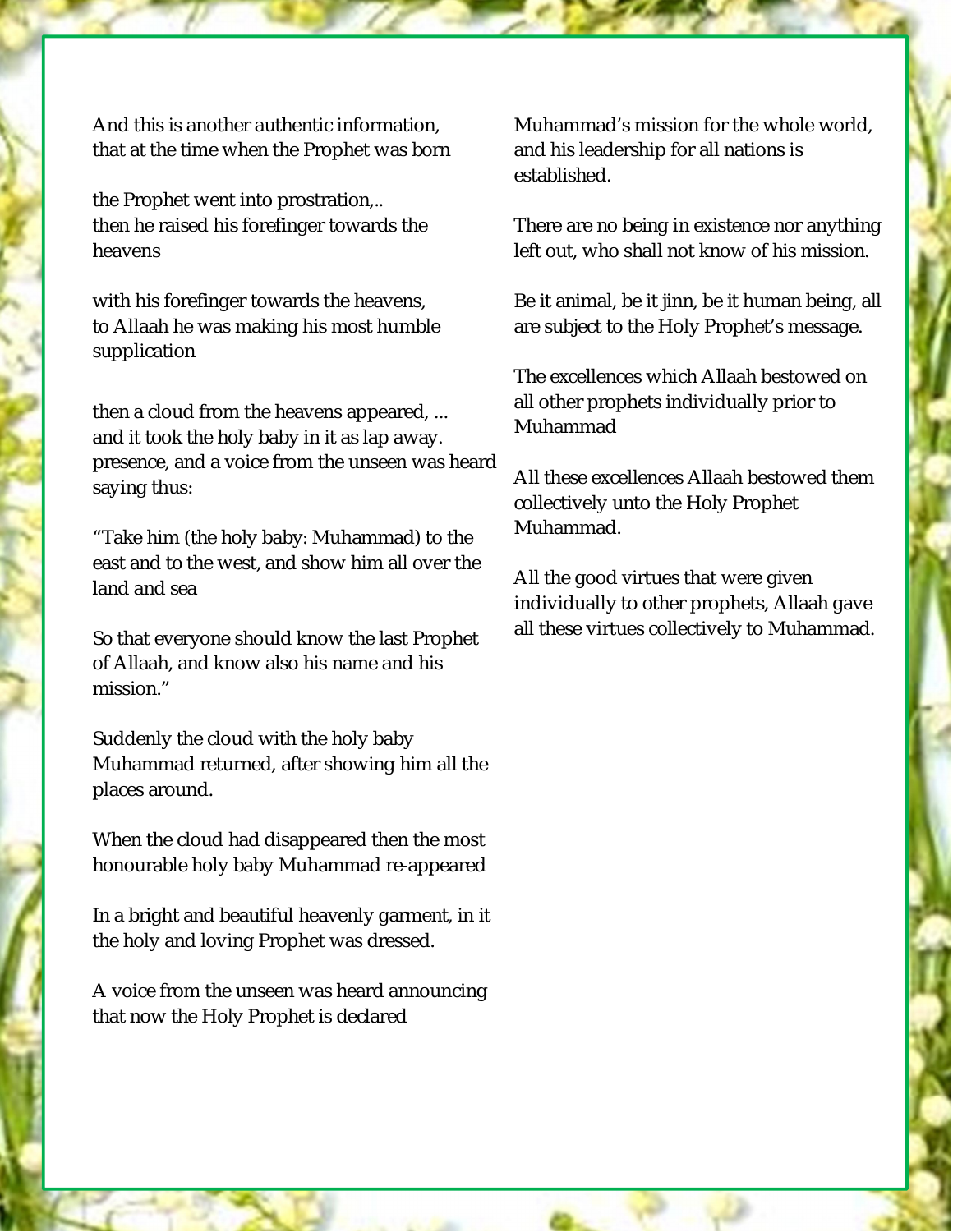And this is another authentic information, that at the time when the Prophet was born

the Prophet went into prostration,.. then he raised his forefinger towards the heavens

with his forefinger towards the heavens, to Allaah he was making his most humble supplication

then a cloud from the heavens appeared, ... and it took the holy baby in it as lap away. presence, and a voice from the unseen was heard saying thus:

"Take him (the holy baby: Muhammad) to the east and to the west, and show him all over the land and sea

So that everyone should know the last Prophet of Allaah, and know also his name and his mission."

Suddenly the cloud with the holy baby Muhammad returned, after showing him all the places around.

When the cloud had disappeared then the most honourable holy baby Muhammad re-appeared

In a bright and beautiful heavenly garment, in it the holy and loving Prophet was dressed.

A voice from the unseen was heard announcing that now the Holy Prophet is declared

Muhammad's mission for the whole world, and his leadership for all nations is established.

There are no being in existence nor anything left out, who shall not know of his mission.

Be it animal, be it jinn, be it human being, all are subject to the Holy Prophet's message.

The excellences which Allaah bestowed on all other prophets individually prior to Muhammad

All these excellences Allaah bestowed them collectively unto the Holy Prophet Muhammad.

All the good virtues that were given individually to other prophets, Allaah gave all these virtues collectively to Muhammad.